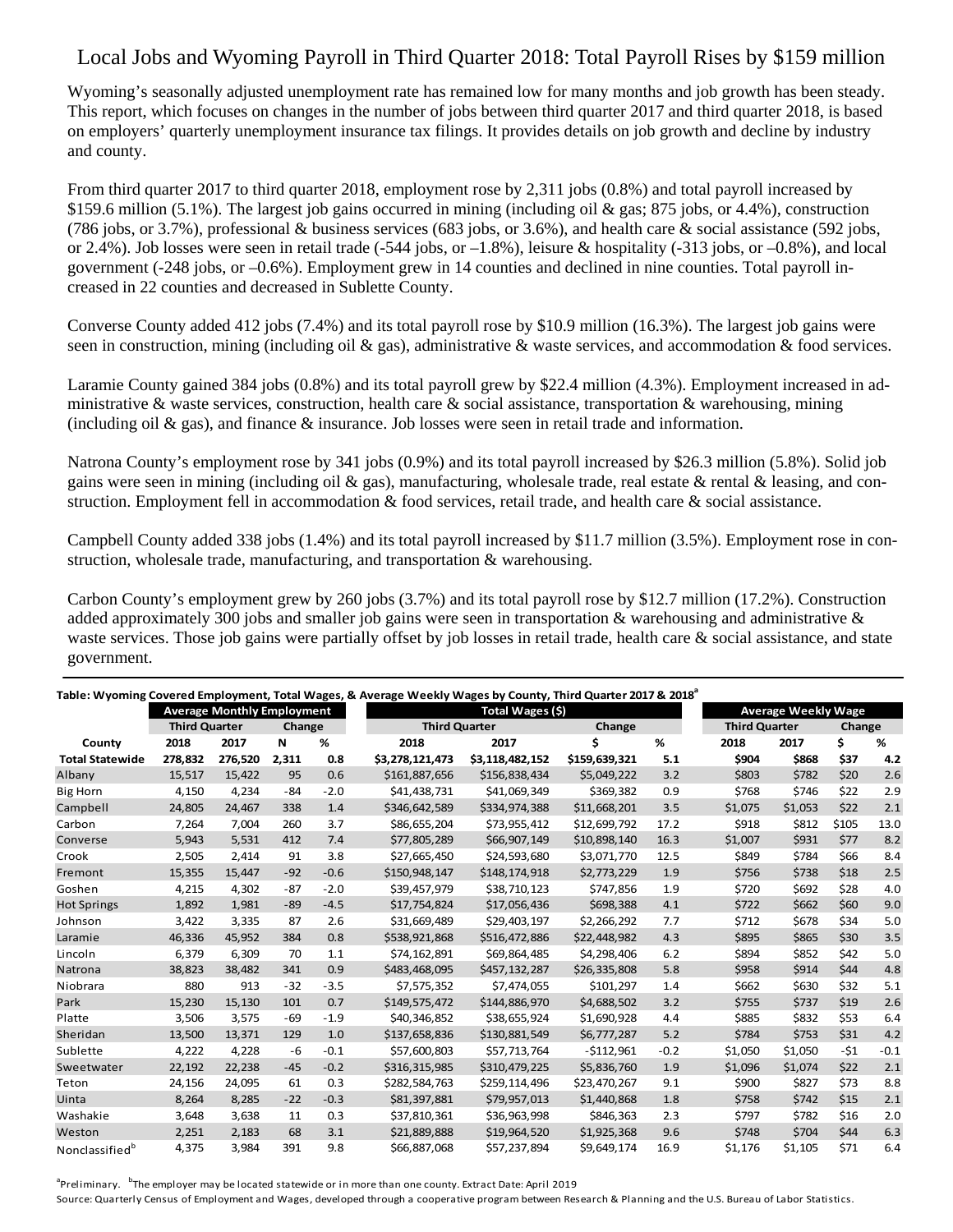# Local Jobs and Wyoming Payroll in Third Quarter 2018: Total Payroll Rises by $159 million

Wyoming's seasonally adjusted unemployment rate has remained low for many months and job growth has been steady. This report, which focuses on changes in the number of jobs between third quarter 2017 and third quarter 2018, is based on employers' quarterly unemployment insurance tax filings. It provides details on job growth and decline by industry and county.

From third quarter 2017 to third quarter 2018, employment rose by 2,311 jobs (0.8%) and total payroll increased by $159.6 million (5.1%). The largest job gains occurred in mining (including oil & gas; 875 jobs, or 4.4%), construction (786 jobs, or 3.7%), professional & business services (683 jobs, or 3.6%), and health care & social assistance (592 jobs, or 2.4%). Job losses were seen in retail trade (-544 jobs, or –1.8%), leisure & hospitality (-313 jobs, or –0.8%), and local government (-248 jobs, or –0.6%). Employment grew in 14 counties and declined in nine counties. Total payroll increased in 22 counties and decreased in Sublette County.

Converse County added 412 jobs (7.4%) and its total payroll rose by $10.9 million (16.3%). The largest job gains were seen in construction, mining (including oil & gas), administrative & waste services, and accommodation & food services.

Laramie County gained 384 jobs (0.8%) and its total payroll grew by $22.4 million (4.3%). Employment increased in administrative & waste services, construction, health care & social assistance, transportation & warehousing, mining (including oil & gas), and finance & insurance. Job losses were seen in retail trade and information.

Natrona County's employment rose by 341 jobs (0.9%) and its total payroll increased by $26.3 million (5.8%). Solid job gains were seen in mining (including oil & gas), manufacturing, wholesale trade, real estate & rental & leasing, and construction. Employment fell in accommodation & food services, retail trade, and health care & social assistance.

Campbell County added 338 jobs (1.4%) and its total payroll increased by $11.7 million (3.5%). Employment rose in construction, wholesale trade, manufacturing, and transportation & warehousing.

Carbon County's employment grew by 260 jobs (3.7%) and its total payroll rose by $12.7 million (17.2%). Construction added approximately 300 jobs and smaller job gains were seen in transportation & warehousing and administrative & waste services. Those job gains were partially offset by job losses in retail trade, health care & social assistance, and state government.

**Table: Wyoming Covered Employment, Total Wages, & Average Weekly Wages by County, Third Quarter 2017 & 2018[a]**

| | Average Monthly Employment | | | | Total Wages ($) | | | | Average Weekly Wage | | | |
|---|---|---|---|---|---|---|---|---|---|---|---|---|
| | Third Quarter | | Change | | Third Quarter | | Change | | Third Quarter | | Change | |
| **County** | **2018** | **2017** | **N** | **%** | **2018** | **2017** | **$** | **%** | **2018** | **2017** | **$** | **%** |
| **Total Statewide** | **278,832** | **276,520** | **2,311** | **0.8** | **$3,278,121,473** | **$3,118,482,152** | **$159,639,321** | **5.1** | **$904** | **$868** | **$37** | **4.2** |
| Albany | 15,517 | 15,422 | 95 | 0.6 | $161,887,656 | $156,838,434 | $5,049,222 | 3.2 | $803 | $782 | $20 | 2.6 |
| Big Horn | 4,150 | 4,234 | -84 | -2.0 | $41,438,731 | $41,069,349 | $369,382 | 0.9 | $768 | $746 | $22 | 2.9 |
| Campbell | 24,805 | 24,467 | 338 | 1.4 | $346,642,589 | $334,974,388 | $11,668,201 | 3.5 | $1,075 | $1,053 | $22 | 2.1 |
| Carbon | 7,264 | 7,004 | 260 | 3.7 | $86,655,204 | $73,955,412 | $12,699,792 | 17.2 | $918 | $812 | $105 | 13.0 |
| Converse | 5,943 | 5,531 | 412 | 7.4 | $77,805,289 | $66,907,149 | $10,898,140 | 16.3 | $1,007 | $931 | $77 | 8.2 |
| Crook | 2,505 | 2,414 | 91 | 3.8 | $27,665,450 | $24,593,680 | $3,071,770 | 12.5 | $849 | $784 | $66 | 8.4 |
| Fremont | 15,355 | 15,447 | -92 | -0.6 | $150,948,147 | $148,174,918 | $2,773,229 | 1.9 | $756 | $738 | $18 | 2.5 |
| Goshen | 4,215 | 4,302 | -87 | -2.0 | $39,457,979 | $38,710,123 | $747,856 | 1.9 | $720 | $692 | $28 | 4.0 |
| Hot Springs | 1,892 | 1,981 | -89 | -4.5 | $17,754,824 | $17,056,436 | $698,388 | 4.1 | $722 | $662 | $60 | 9.0 |
| Johnson | 3,422 | 3,335 | 87 | 2.6 | $31,669,489 | $29,403,197 | $2,266,292 | 7.7 | $712 | $678 | $34 | 5.0 |
| Laramie | 46,336 | 45,952 | 384 | 0.8 | $538,921,868 | $516,472,886 | $22,448,982 | 4.3 | $895 | $865 | $30 | 3.5 |
| Lincoln | 6,379 | 6,309 | 70 | 1.1 | $74,162,891 | $69,864,485 | $4,298,406 | 6.2 | $894 | $852 | $42 | 5.0 |
| Natrona | 38,823 | 38,482 | 341 | 0.9 | $483,468,095 | $457,132,287 | $26,335,808 | 5.8 | $958 | $914 | $44 | 4.8 |
| Niobrara | 880 | 913 | -32 | -3.5 | $7,575,352 | $7,474,055 | $101,297 | 1.4 | $662 | $630 | $32 | 5.1 |
| Park | 15,230 | 15,130 | 101 | 0.7 | $149,575,472 | $144,886,970 | $4,688,502 | 3.2 | $755 | $737 | $19 | 2.6 |
| Platte | 3,506 | 3,575 | -69 | -1.9 | $40,346,852 | $38,655,924 | $1,690,928 | 4.4 | $885 | $832 | $53 | 6.4 |
| Sheridan | 13,500 | 13,371 | 129 | 1.0 | $137,658,836 | $130,881,549 | $6,777,287 | 5.2 | $784 | $753 | $31 | 4.2 |
| Sublette | 4,222 | 4,228 | -6 | -0.1 | $57,600,803 | $57,713,764 | -$112,961 | -0.2 | $1,050 | $1,050 | -$1 | -0.1 |
| Sweetwater | 22,192 | 22,238 | -45 | -0.2 | $316,315,985 | $310,479,225 | $5,836,760 | 1.9 | $1,096 | $1,074 | $22 | 2.1 |
| Teton | 24,156 | 24,095 | 61 | 0.3 | $282,584,763 | $259,114,496 | $23,470,267 | 9.1 | $900 | $827 | $73 | 8.8 |
| Uinta | 8,264 | 8,285 | -22 | -0.3 | $81,397,881 | $79,957,013 | $1,440,868 | 1.8 | $758 | $742 | $15 | 2.1 |
| Washakie | 3,648 | 3,638 | 11 | 0.3 | $37,810,361 | $36,963,998 | $846,363 | 2.3 | $797 | $782 | $16 | 2.0 |
| Weston | 2,251 | 2,183 | 68 | 3.1 | $21,889,888 | $19,964,520 | $1,925,368 | 9.6 | $748 | $704 | $44 | 6.3 |
| Nonclassified[b] | 4,375 | 3,984 | 391 | 9.8 | $66,887,068 | $57,237,894 | $9,649,174 | 16.9 | $1,176 | $1,105 | $71 | 6.4 |

[a]Preliminary. [b]The employer may be located statewide or in more than one county. Extract Date: April 2019

Source: Quarterly Census of Employment and Wages, developed through a cooperative program between Research & Planning and the U.S. Bureau of Labor Statistics.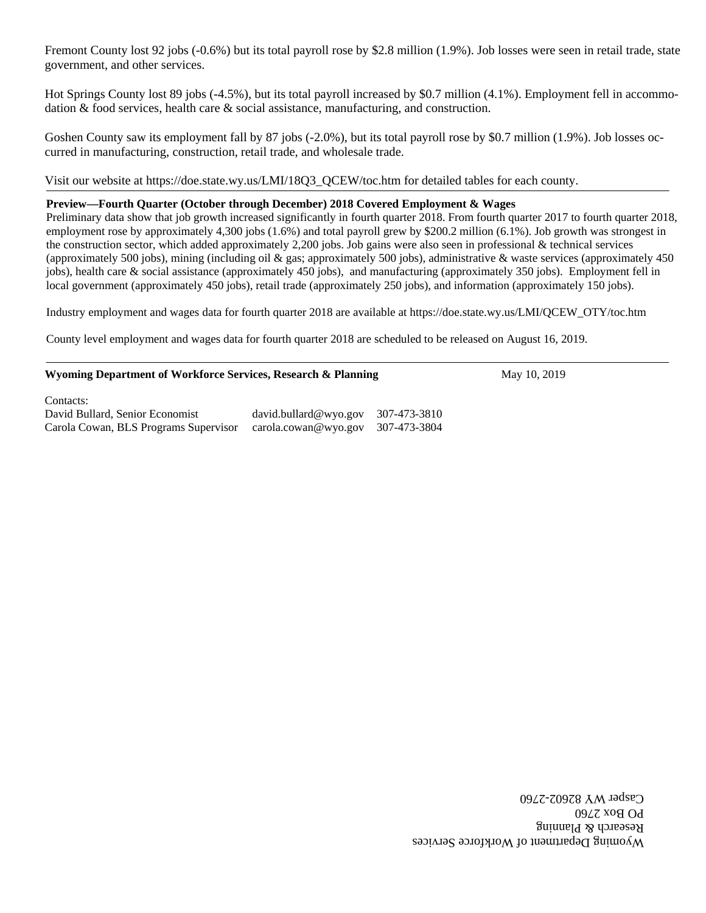Fremont County lost 92 jobs (-0.6%) but its total payroll rose by $2.8 million (1.9%). Job losses were seen in retail trade, state government, and other services.

Hot Springs County lost 89 jobs (-4.5%), but its total payroll increased by $0.7 million (4.1%). Employment fell in accommodation & food services, health care & social assistance, manufacturing, and construction.

Goshen County saw its employment fall by 87 jobs (-2.0%), but its total payroll rose by $0.7 million (1.9%). Job losses occurred in manufacturing, construction, retail trade, and wholesale trade.

Visit our website at https://doe.state.wy.us/LMI/18Q3_QCEW/toc.htm for detailed tables for each county.

**Preview—Fourth Quarter (October through December) 2018 Covered Employment & Wages**

Preliminary data show that job growth increased significantly in fourth quarter 2018. From fourth quarter 2017 to fourth quarter 2018, employment rose by approximately 4,300 jobs (1.6%) and total payroll grew by $200.2 million (6.1%). Job growth was strongest in the construction sector, which added approximately 2,200 jobs. Job gains were also seen in professional & technical services (approximately 500 jobs), mining (including oil & gas; approximately 500 jobs), administrative & waste services (approximately 450 jobs), health care & social assistance (approximately 450 jobs), and manufacturing (approximately 350 jobs). Employment fell in local government (approximately 450 jobs), retail trade (approximately 250 jobs), and information (approximately 150 jobs).

Industry employment and wages data for fourth quarter 2018 are available at https://doe.state.wy.us/LMI/QCEW_OTY/toc.htm

County level employment and wages data for fourth quarter 2018 are scheduled to be released on August 16, 2019.

**Wyoming Department of Workforce Services, Research & Planning** May 10, 2019

Contacts:

| | | |
|---|---|---|
| David Bullard, Senior Economist | david.bullard@wyo.gov | 307-473-3810 |
| Carola Cowan, BLS Programs Supervisor | carola.cowan@wyo.gov | 307-473-3804 |

Wyoming Department of Workforce Services
Research & Planning
PO Box 2760
Casper WY 82602-2760